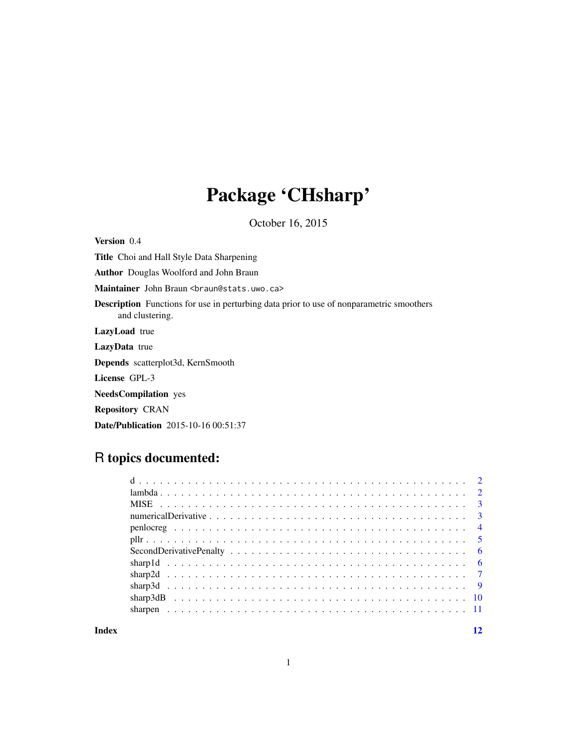# Package 'CHsharp'

October 16, 2015

**Version** 0.4

**Title** Choi and Hall Style Data Sharpening

**Author** Douglas Woolford and John Braun

**Maintainer** John Braun <braun@stats.uwo.ca>

**Description** Functions for use in perturbing data prior to use of nonparametric smoothers and clustering.

**LazyLoad** true

**LazyData** true

**Depends** scatterplot3d, KernSmooth

**License** GPL-3

**NeedsCompilation** yes

**Repository** CRAN

**Date/Publication** 2015-10-16 00:51:37

## R topics documented:

| | |
|---|---|
| d | 2 |
| lambda | 2 |
| MISE | 3 |
| numericalDerivative | 3 |
| penlocreg | 4 |
| pllr | 5 |
| SecondDerivativePenalty | 6 |
| sharp1d | 6 |
| sharp2d | 7 |
| sharp3d | 9 |
| sharp3dB | 10 |
| sharpen | 11 |
| **Index** | **12** |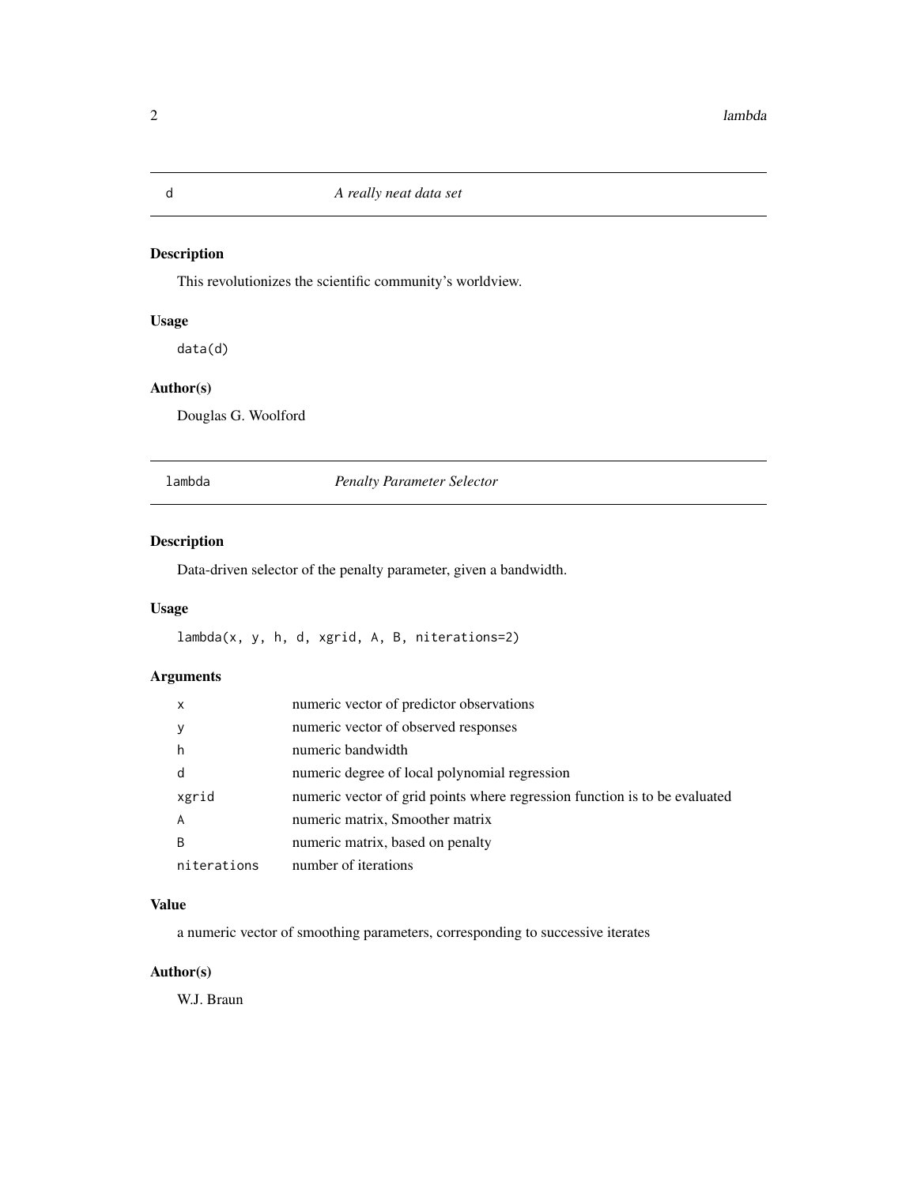## d — *A really neat data set*

### Description

This revolutionizes the scientific community's worldview.

### Usage

```
data(d)
```

### Author(s)

Douglas G. Woolford

## lambda — *Penalty Parameter Selector*

### Description

Data-driven selector of the penalty parameter, given a bandwidth.

### Usage

```
lambda(x, y, h, d, xgrid, A, B, niterations=2)
```

### Arguments

| | |
|---|---|
| `x` | numeric vector of predictor observations |
| `y` | numeric vector of observed responses |
| `h` | numeric bandwidth |
| `d` | numeric degree of local polynomial regression |
| `xgrid` | numeric vector of grid points where regression function is to be evaluated |
| `A` | numeric matrix, Smoother matrix |
| `B` | numeric matrix, based on penalty |
| `niterations` | number of iterations |

### Value

a numeric vector of smoothing parameters, corresponding to successive iterates

### Author(s)

W.J. Braun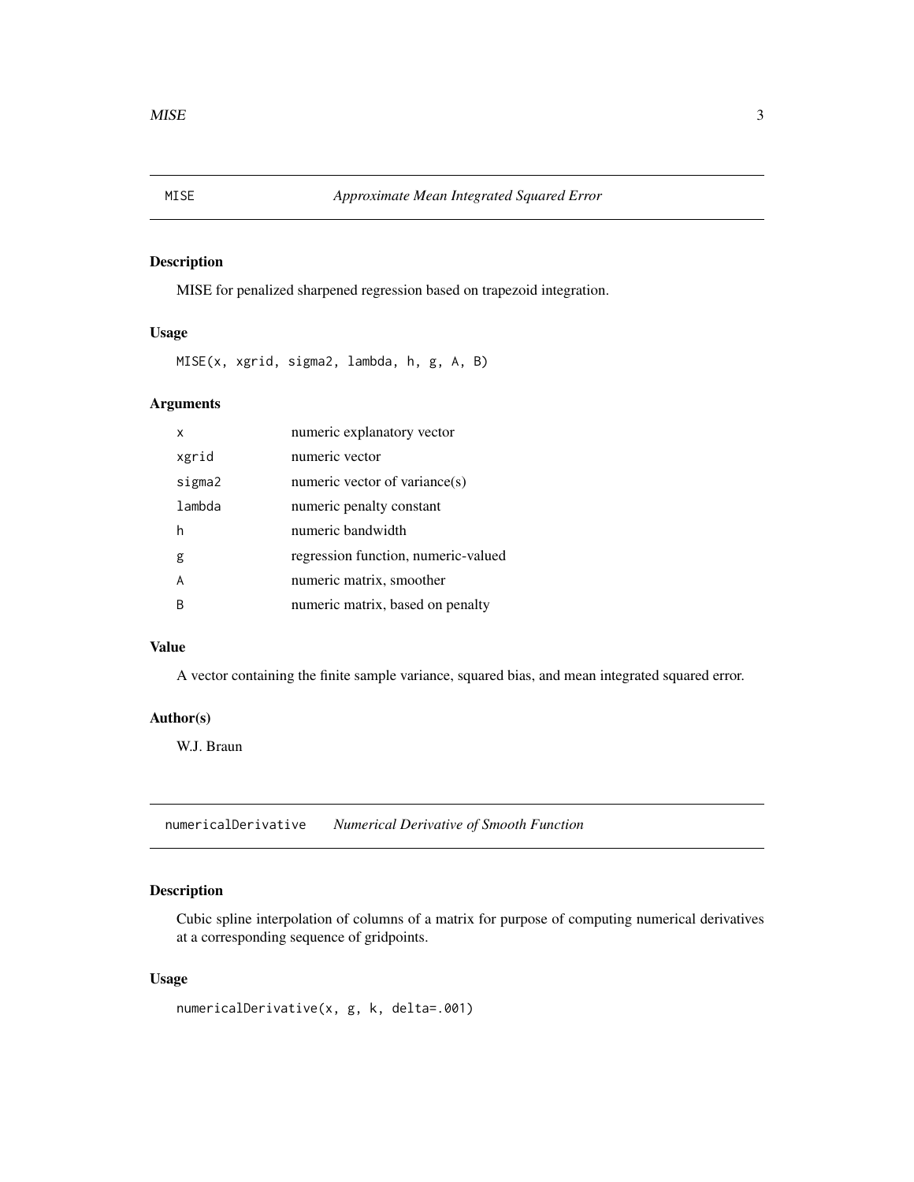## MISE — *Approximate Mean Integrated Squared Error*

### Description

MISE for penalized sharpened regression based on trapezoid integration.

### Usage

```
MISE(x, xgrid, sigma2, lambda, h, g, A, B)
```

### Arguments

| | |
|---|---|
| x | numeric explanatory vector |
| xgrid | numeric vector |
| sigma2 | numeric vector of variance(s) |
| lambda | numeric penalty constant |
| h | numeric bandwidth |
| g | regression function, numeric-valued |
| A | numeric matrix, smoother |
| B | numeric matrix, based on penalty |

### Value

A vector containing the finite sample variance, squared bias, and mean integrated squared error.

### Author(s)

W.J. Braun

## numericalDerivative — *Numerical Derivative of Smooth Function*

### Description

Cubic spline interpolation of columns of a matrix for purpose of computing numerical derivatives at a corresponding sequence of gridpoints.

### Usage

```
numericalDerivative(x, g, k, delta=.001)
```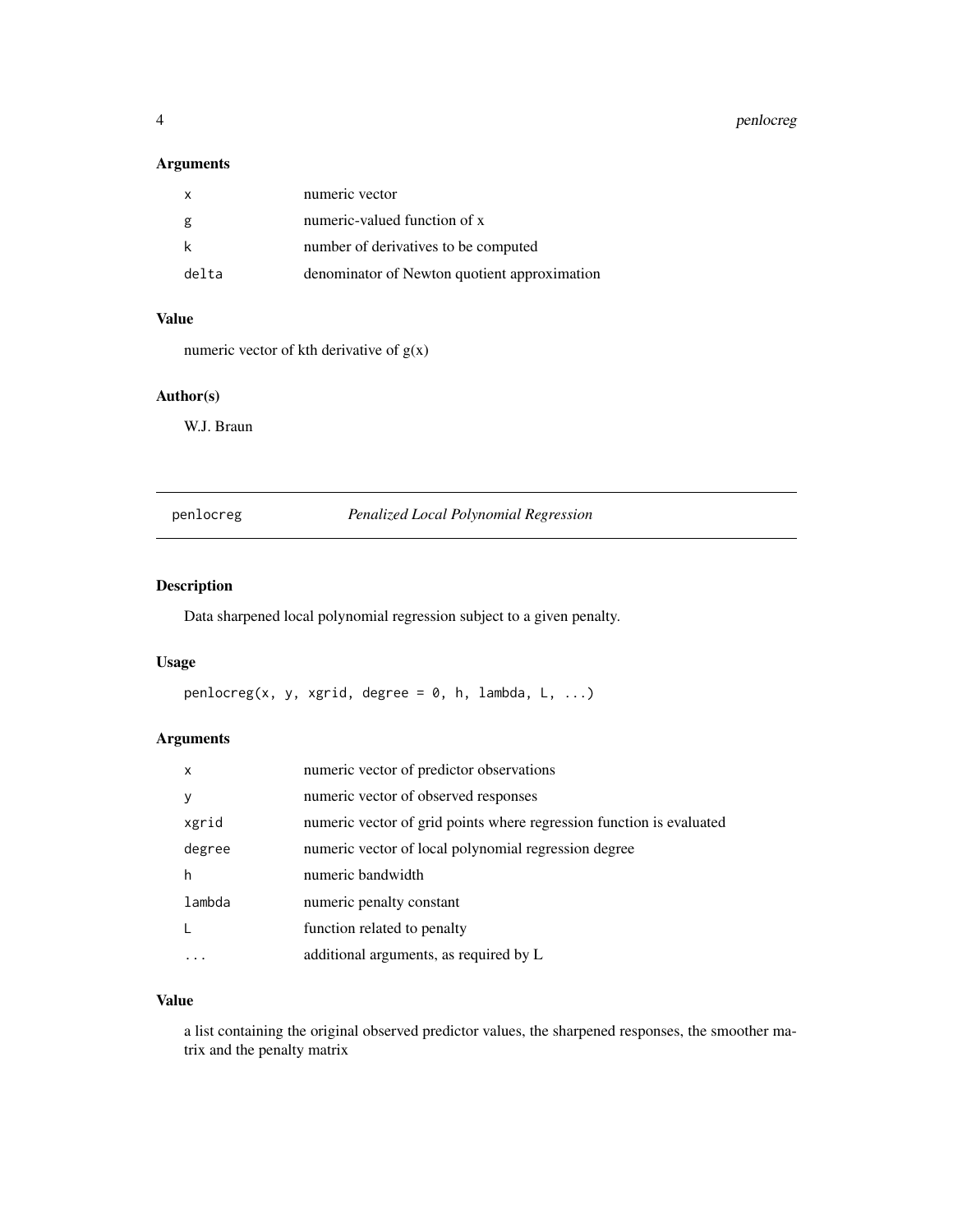## Arguments

| | |
|---|---|
| x | numeric vector |
| g | numeric-valued function of x |
| k | number of derivatives to be computed |
| delta | denominator of Newton quotient approximation |

## Value

numeric vector of kth derivative of g(x)

## Author(s)

W.J. Braun

---

# penlocreg — *Penalized Local Polynomial Regression*

## Description

Data sharpened local polynomial regression subject to a given penalty.

## Usage

```
penlocreg(x, y, xgrid, degree = 0, h, lambda, L, ...)
```

## Arguments

| | |
|---|---|
| x | numeric vector of predictor observations |
| y | numeric vector of observed responses |
| xgrid | numeric vector of grid points where regression function is evaluated |
| degree | numeric vector of local polynomial regression degree |
| h | numeric bandwidth |
| lambda | numeric penalty constant |
| L | function related to penalty |
| ... | additional arguments, as required by L |

## Value

a list containing the original observed predictor values, the sharpened responses, the smoother matrix and the penalty matrix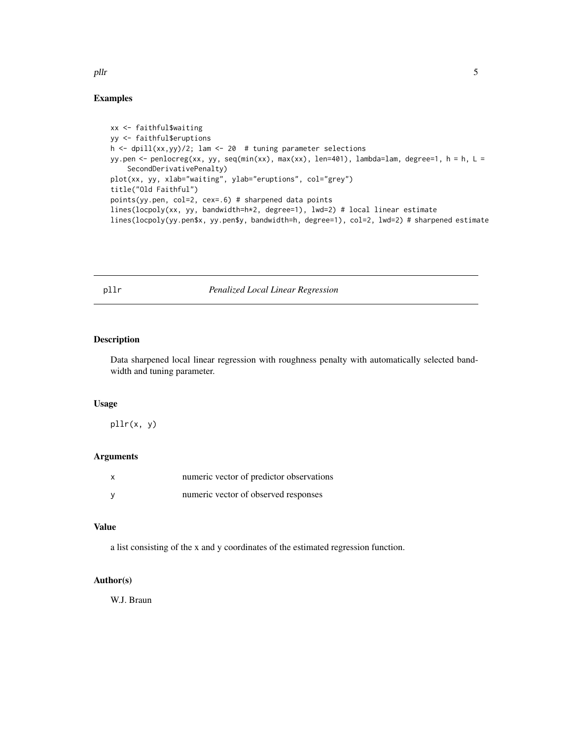## Examples

```
xx <- faithful$waiting
yy <- faithful$eruptions
h <- dpill(xx,yy)/2; lam <- 20  # tuning parameter selections
yy.pen <- penlocreg(xx, yy, seq(min(xx), max(xx), len=401), lambda=lam, degree=1, h = h, L =
    SecondDerivativePenalty)
plot(xx, yy, xlab="waiting", ylab="eruptions", col="grey")
title("Old Faithful")
points(yy.pen, col=2, cex=.6) # sharpened data points
lines(locpoly(xx, yy, bandwidth=h*2, degree=1), lwd=2) # local linear estimate
lines(locpoly(yy.pen$x, yy.pen$y, bandwidth=h, degree=1), col=2, lwd=2) # sharpened estimate
```

---

# pllr — *Penalized Local Linear Regression*

---

## Description

Data sharpened local linear regression with roughness penalty with automatically selected bandwidth and tuning parameter.

## Usage

```
pllr(x, y)
```

## Arguments

| | |
|---|---|
| x | numeric vector of predictor observations |
| y | numeric vector of observed responses |

## Value

a list consisting of the x and y coordinates of the estimated regression function.

## Author(s)

W.J. Braun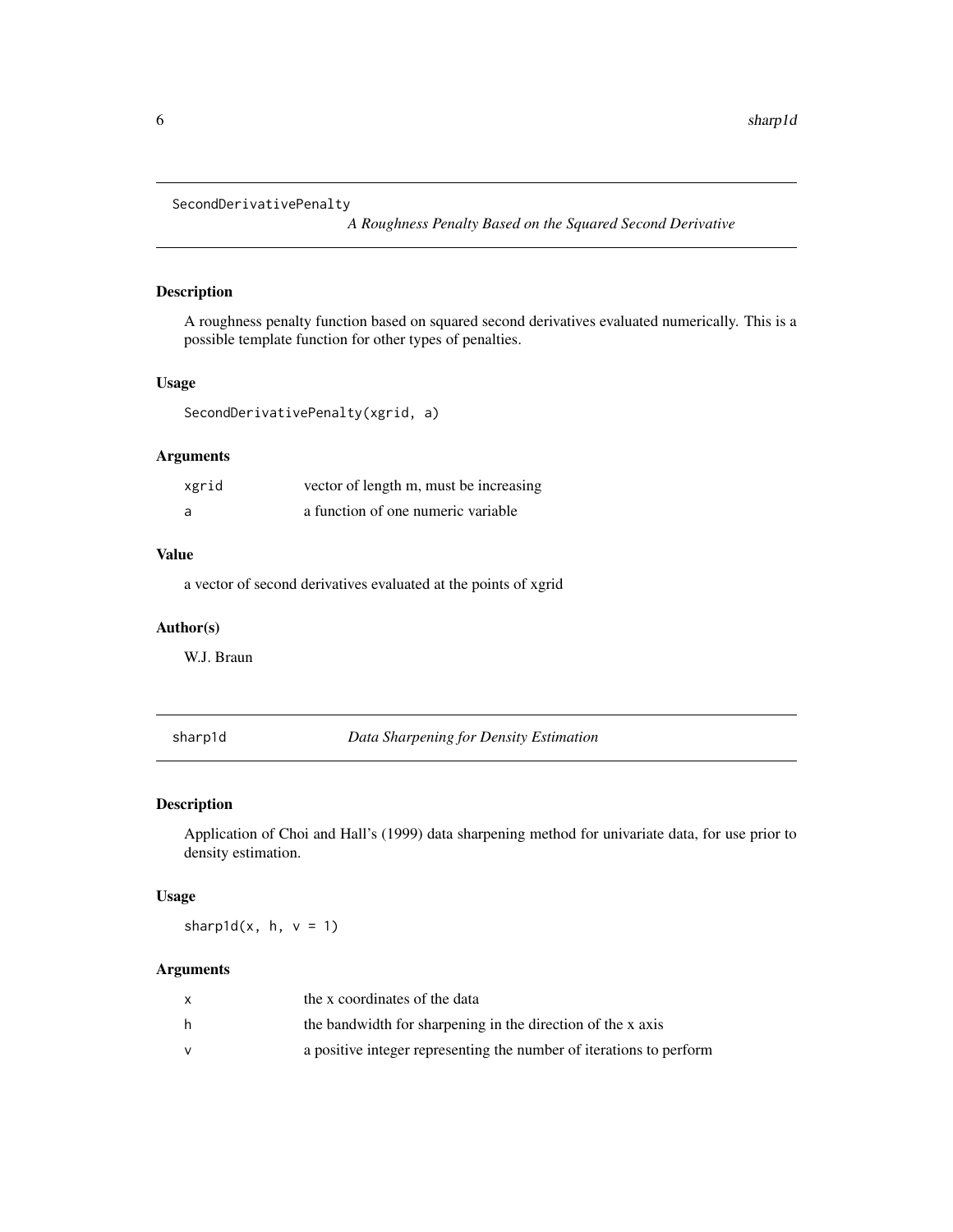## SecondDerivativePenalty

*A Roughness Penalty Based on the Squared Second Derivative*

### Description

A roughness penalty function based on squared second derivatives evaluated numerically. This is a possible template function for other types of penalties.

### Usage

```
SecondDerivativePenalty(xgrid, a)
```

### Arguments

| | |
|---|---|
| `xgrid` | vector of length m, must be increasing |
| `a` | a function of one numeric variable |

### Value

a vector of second derivatives evaluated at the points of xgrid

### Author(s)

W.J. Braun

## sharp1d

*Data Sharpening for Density Estimation*

### Description

Application of Choi and Hall's (1999) data sharpening method for univariate data, for use prior to density estimation.

### Usage

```
sharp1d(x, h, v = 1)
```

### Arguments

| | |
|---|---|
| `x` | the x coordinates of the data |
| `h` | the bandwidth for sharpening in the direction of the x axis |
| `v` | a positive integer representing the number of iterations to perform |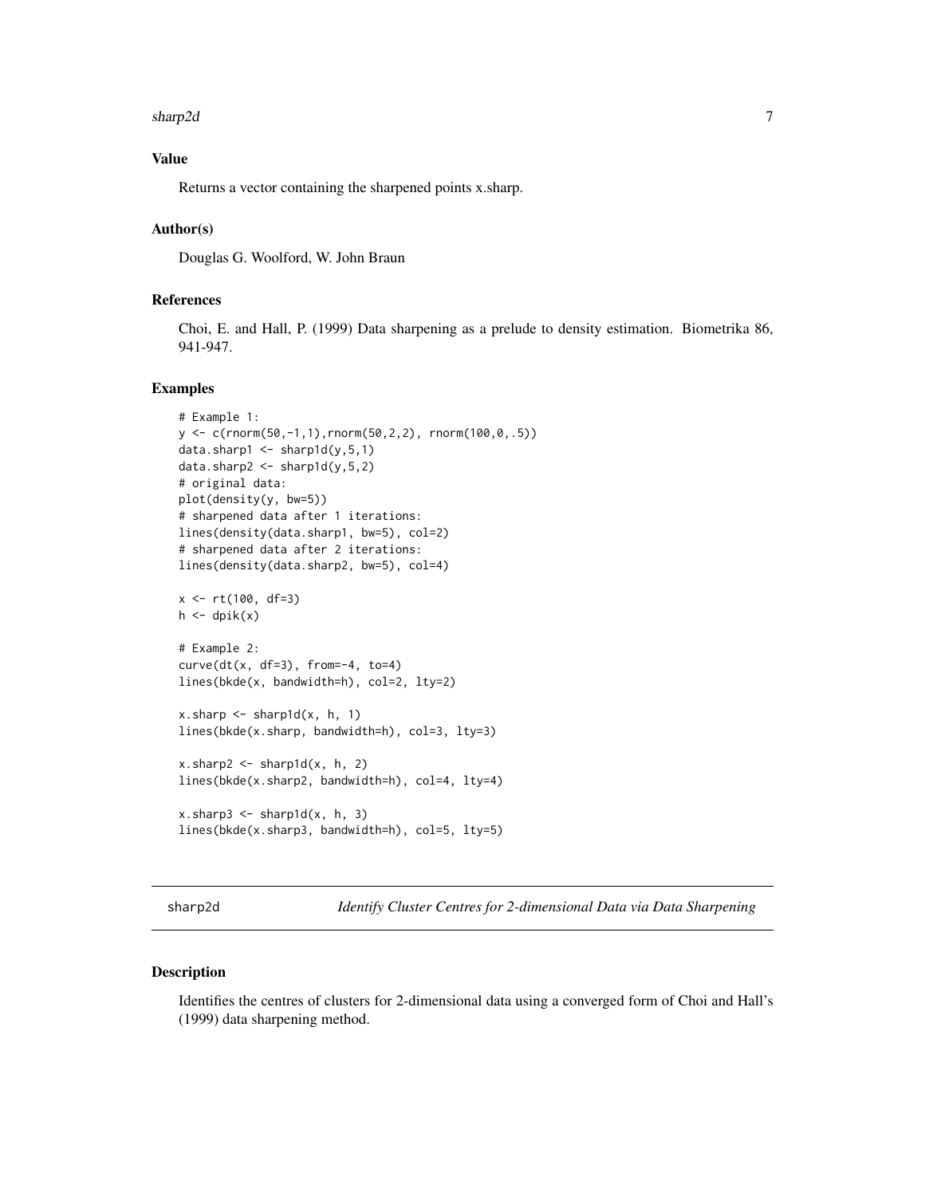### Value

Returns a vector containing the sharpened points x.sharp.

### Author(s)

Douglas G. Woolford, W. John Braun

### References

Choi, E. and Hall, P. (1999) Data sharpening as a prelude to density estimation. Biometrika 86, 941-947.

### Examples

```
# Example 1:
y <- c(rnorm(50,-1,1),rnorm(50,2,2), rnorm(100,0,.5))
data.sharp1 <- sharp1d(y,5,1)
data.sharp2 <- sharp1d(y,5,2)
# original data:
plot(density(y, bw=5))
# sharpened data after 1 iterations:
lines(density(data.sharp1, bw=5), col=2)
# sharpened data after 2 iterations:
lines(density(data.sharp2, bw=5), col=4)

x <- rt(100, df=3)
h <- dpik(x)

# Example 2:
curve(dt(x, df=3), from=-4, to=4)
lines(bkde(x, bandwidth=h), col=2, lty=2)

x.sharp <- sharp1d(x, h, 1)
lines(bkde(x.sharp, bandwidth=h), col=3, lty=3)

x.sharp2 <- sharp1d(x, h, 2)
lines(bkde(x.sharp2, bandwidth=h), col=4, lty=4)

x.sharp3 <- sharp1d(x, h, 3)
lines(bkde(x.sharp3, bandwidth=h), col=5, lty=5)
```

---

## sharp2d — *Identify Cluster Centres for 2-dimensional Data via Data Sharpening*

---

### Description

Identifies the centres of clusters for 2-dimensional data using a converged form of Choi and Hall's (1999) data sharpening method.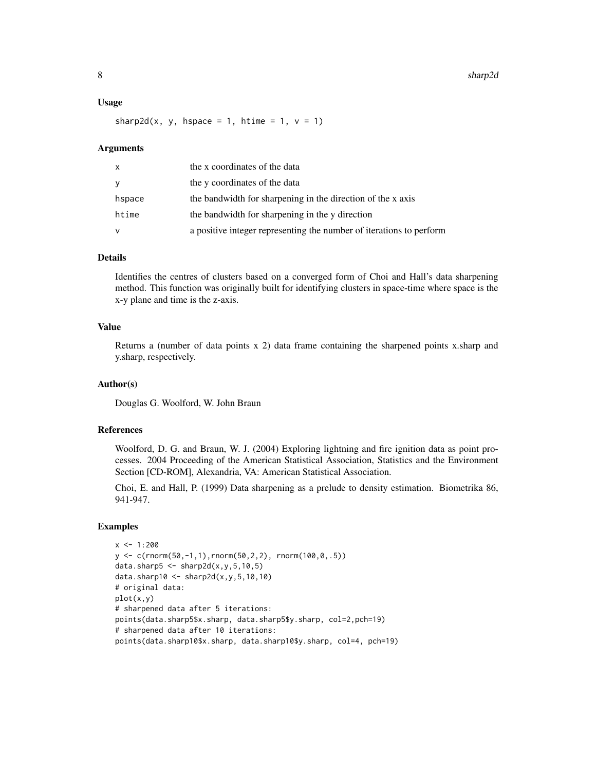### Usage

```
sharp2d(x, y, hspace = 1, htime = 1, v = 1)
```

### Arguments

| | |
|---|---|
| x | the x coordinates of the data |
| y | the y coordinates of the data |
| hspace | the bandwidth for sharpening in the direction of the x axis |
| htime | the bandwidth for sharpening in the y direction |
| v | a positive integer representing the number of iterations to perform |

### Details

Identifies the centres of clusters based on a converged form of Choi and Hall's data sharpening method. This function was originally built for identifying clusters in space-time where space is the x-y plane and time is the z-axis.

### Value

Returns a (number of data points x 2) data frame containing the sharpened points x.sharp and y.sharp, respectively.

### Author(s)

Douglas G. Woolford, W. John Braun

### References

Woolford, D. G. and Braun, W. J. (2004) Exploring lightning and fire ignition data as point processes. 2004 Proceeding of the American Statistical Association, Statistics and the Environment Section [CD-ROM], Alexandria, VA: American Statistical Association.

Choi, E. and Hall, P. (1999) Data sharpening as a prelude to density estimation. Biometrika 86, 941-947.

### Examples

```
x <- 1:200
y <- c(rnorm(50,-1,1),rnorm(50,2,2), rnorm(100,0,.5))
data.sharp5 <- sharp2d(x,y,5,10,5)
data.sharp10 <- sharp2d(x,y,5,10,10)
# original data:
plot(x,y)
# sharpened data after 5 iterations:
points(data.sharp5$x.sharp, data.sharp5$y.sharp, col=2,pch=19)
# sharpened data after 10 iterations:
points(data.sharp10$x.sharp, data.sharp10$y.sharp, col=4, pch=19)
```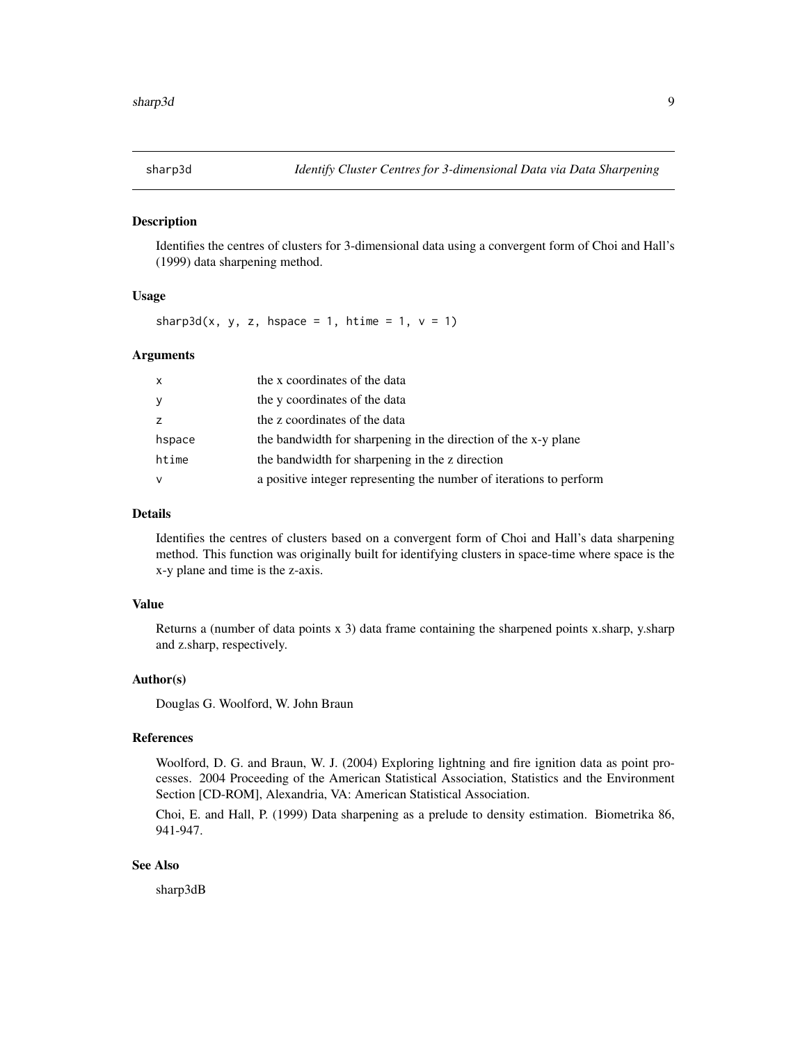## sharp3d — *Identify Cluster Centres for 3-dimensional Data via Data Sharpening*

### Description

Identifies the centres of clusters for 3-dimensional data using a convergent form of Choi and Hall's (1999) data sharpening method.

### Usage

```
sharp3d(x, y, z, hspace = 1, htime = 1, v = 1)
```

### Arguments

| | |
|---|---|
| `x` | the x coordinates of the data |
| `y` | the y coordinates of the data |
| `z` | the z coordinates of the data |
| `hspace` | the bandwidth for sharpening in the direction of the x-y plane |
| `htime` | the bandwidth for sharpening in the z direction |
| `v` | a positive integer representing the number of iterations to perform |

### Details

Identifies the centres of clusters based on a convergent form of Choi and Hall's data sharpening method. This function was originally built for identifying clusters in space-time where space is the x-y plane and time is the z-axis.

### Value

Returns a (number of data points x 3) data frame containing the sharpened points x.sharp, y.sharp and z.sharp, respectively.

### Author(s)

Douglas G. Woolford, W. John Braun

### References

Woolford, D. G. and Braun, W. J. (2004) Exploring lightning and fire ignition data as point processes. 2004 Proceeding of the American Statistical Association, Statistics and the Environment Section [CD-ROM], Alexandria, VA: American Statistical Association.

Choi, E. and Hall, P. (1999) Data sharpening as a prelude to density estimation. Biometrika 86, 941-947.

### See Also

sharp3dB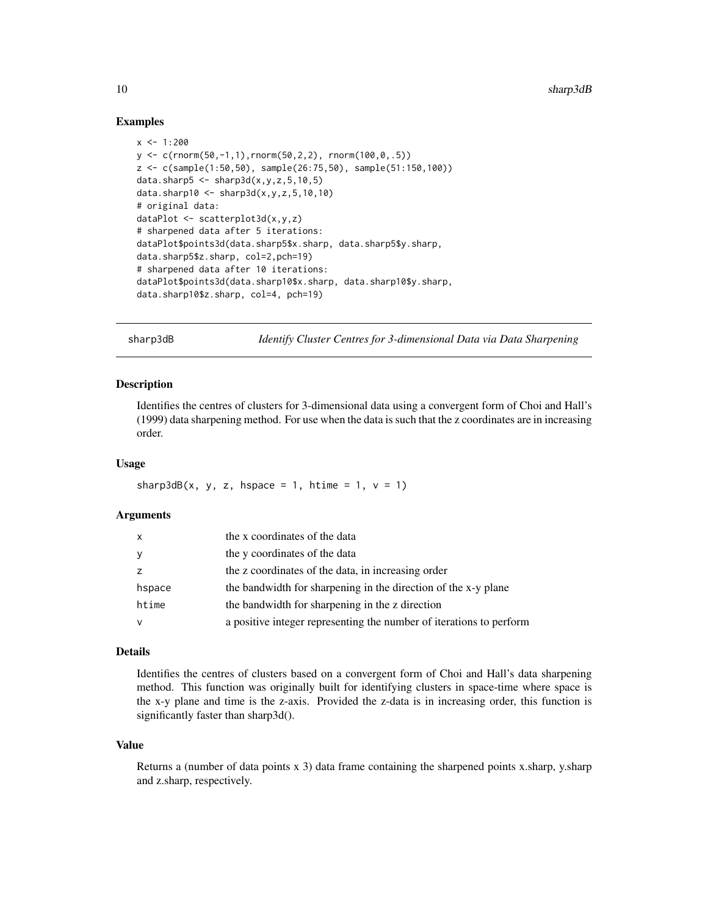## Examples

```
x <- 1:200
y <- c(rnorm(50,-1,1),rnorm(50,2,2), rnorm(100,0,.5))
z <- c(sample(1:50,50), sample(26:75,50), sample(51:150,100))
data.sharp5 <- sharp3d(x,y,z,5,10,5)
data.sharp10 <- sharp3d(x,y,z,5,10,10)
# original data:
dataPlot <- scatterplot3d(x,y,z)
# sharpened data after 5 iterations:
dataPlot$points3d(data.sharp5$x.sharp, data.sharp5$y.sharp,
data.sharp5$z.sharp, col=2,pch=19)
# sharpened data after 10 iterations:
dataPlot$points3d(data.sharp10$x.sharp, data.sharp10$y.sharp,
data.sharp10$z.sharp, col=4, pch=19)
```

---

# sharp3dB — *Identify Cluster Centres for 3-dimensional Data via Data Sharpening*

## Description

Identifies the centres of clusters for 3-dimensional data using a convergent form of Choi and Hall's (1999) data sharpening method. For use when the data is such that the z coordinates are in increasing order.

## Usage

```
sharp3dB(x, y, z, hspace = 1, htime = 1, v = 1)
```

## Arguments

| | |
|---|---|
| x | the x coordinates of the data |
| y | the y coordinates of the data |
| z | the z coordinates of the data, in increasing order |
| hspace | the bandwidth for sharpening in the direction of the x-y plane |
| htime | the bandwidth for sharpening in the z direction |
| v | a positive integer representing the number of iterations to perform |

## Details

Identifies the centres of clusters based on a convergent form of Choi and Hall's data sharpening method. This function was originally built for identifying clusters in space-time where space is the x-y plane and time is the z-axis. Provided the z-data is in increasing order, this function is significantly faster than sharp3d().

## Value

Returns a (number of data points x 3) data frame containing the sharpened points x.sharp, y.sharp and z.sharp, respectively.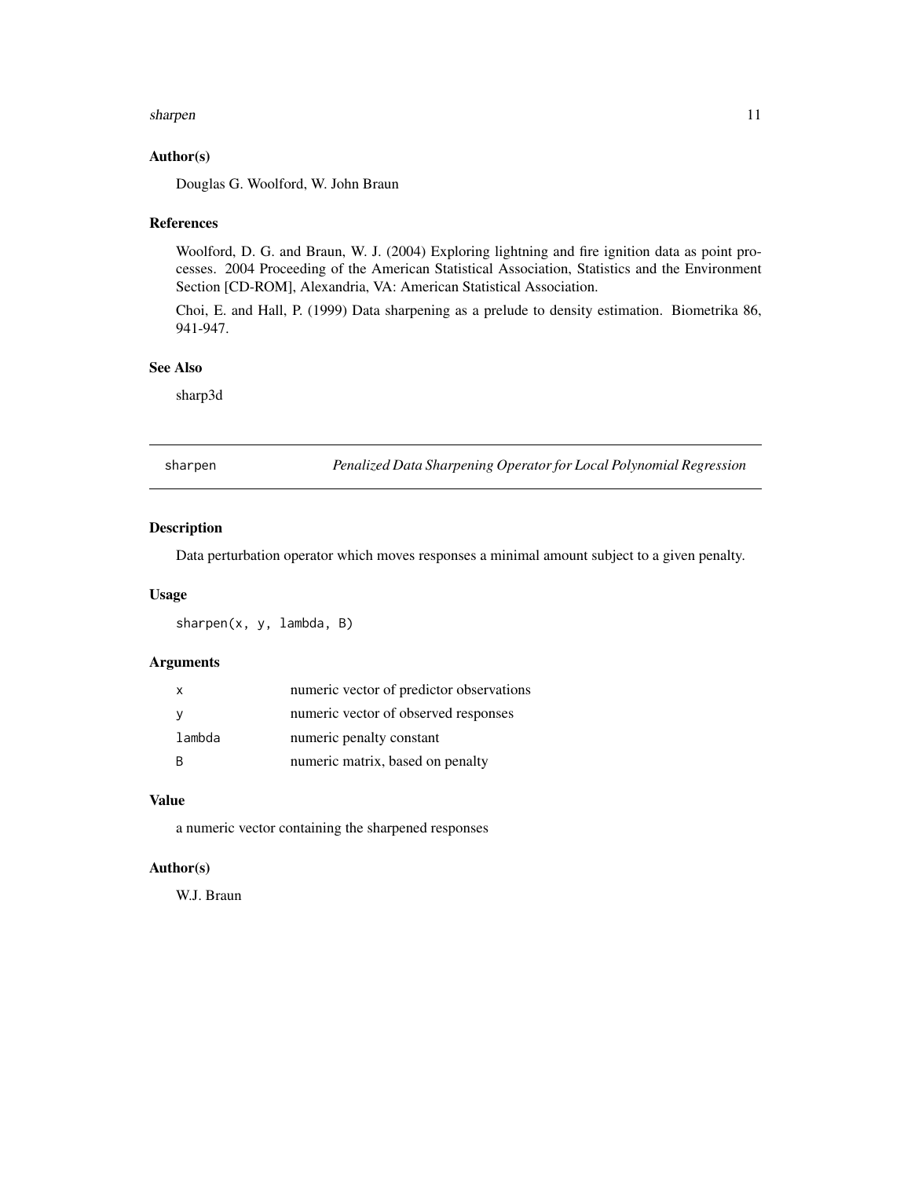### Author(s)

Douglas G. Woolford, W. John Braun

### References

Woolford, D. G. and Braun, W. J. (2004) Exploring lightning and fire ignition data as point processes. 2004 Proceeding of the American Statistical Association, Statistics and the Environment Section [CD-ROM], Alexandria, VA: American Statistical Association.

Choi, E. and Hall, P. (1999) Data sharpening as a prelude to density estimation. Biometrika 86, 941-947.

### See Also

sharp3d

---

## sharpen — *Penalized Data Sharpening Operator for Local Polynomial Regression*

---

### Description

Data perturbation operator which moves responses a minimal amount subject to a given penalty.

### Usage

```
sharpen(x, y, lambda, B)
```

### Arguments

| | |
|---|---|
| `x` | numeric vector of predictor observations |
| `y` | numeric vector of observed responses |
| `lambda` | numeric penalty constant |
| `B` | numeric matrix, based on penalty |

### Value

a numeric vector containing the sharpened responses

### Author(s)

W.J. Braun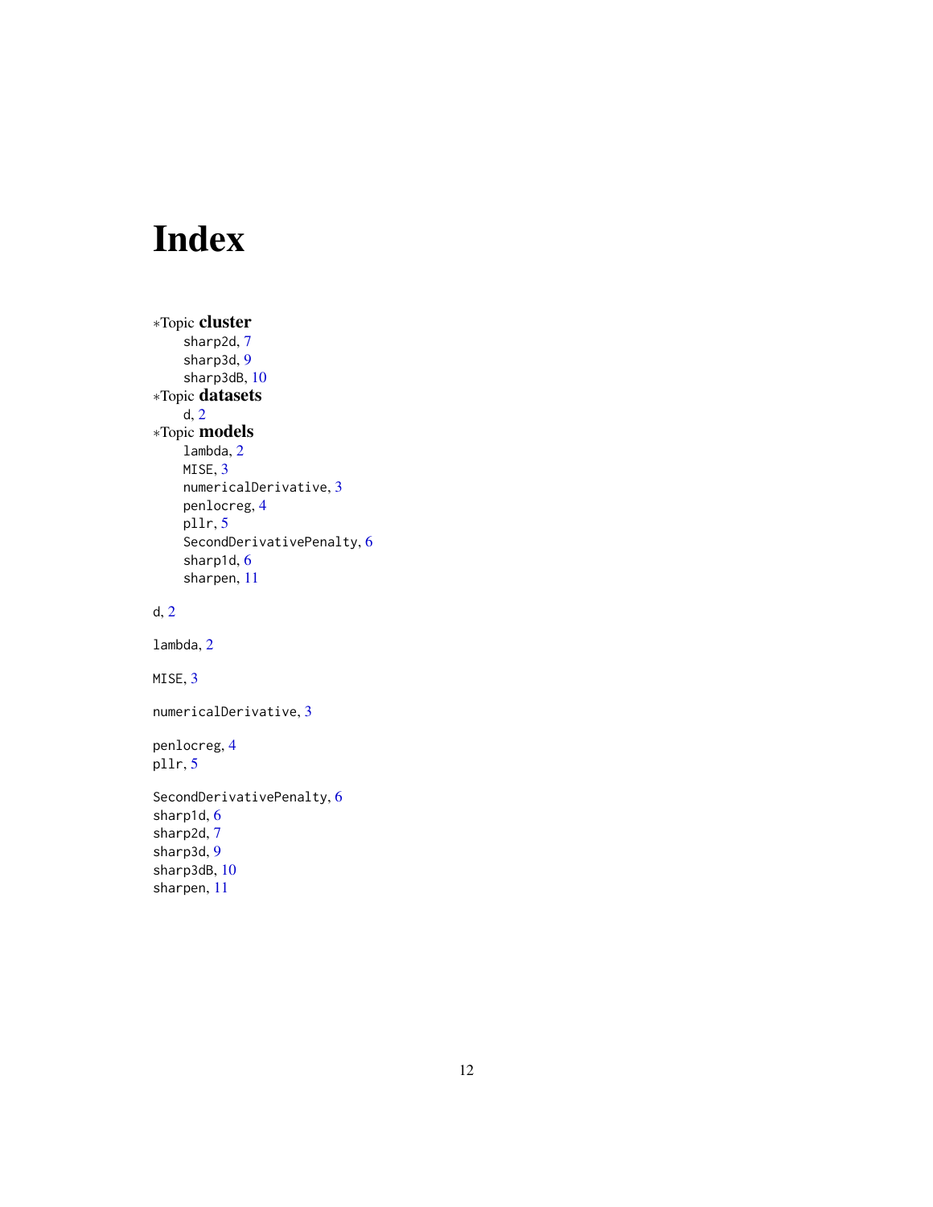# Index

*Topic **cluster**
- sharp2d, 7
- sharp3d, 9
- sharp3dB, 10

*Topic **datasets**
- d, 2

*Topic **models**
- lambda, 2
- MISE, 3
- numericalDerivative, 3
- penlocreg, 4
- pllr, 5
- SecondDerivativePenalty, 6
- sharp1d, 6
- sharpen, 11

d, 2

lambda, 2

MISE, 3

numericalDerivative, 3

penlocreg, 4
pllr, 5

SecondDerivativePenalty, 6
sharp1d, 6
sharp2d, 7
sharp3d, 9
sharp3dB, 10
sharpen, 11